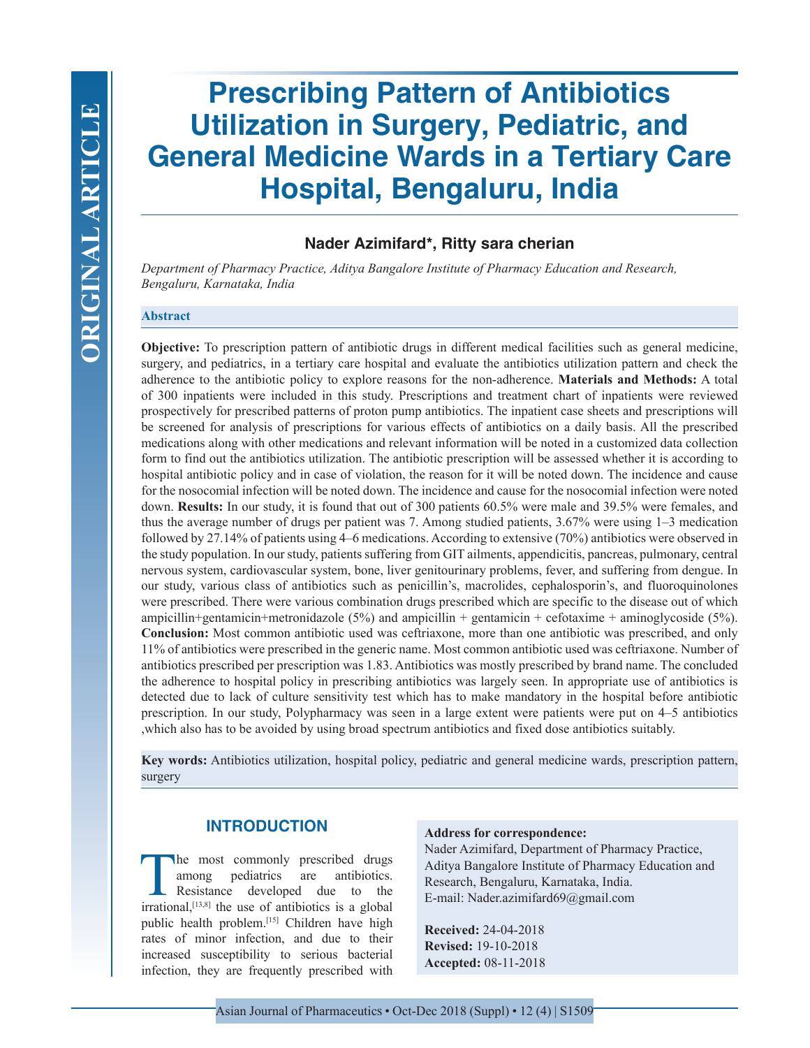ORIGINAL ARTICLE

# Prescribing Pattern of Antibiotics Utilization in Surgery, Pediatric, and General Medicine Wards in a Tertiary Care Hospital, Bengaluru, India

**Nader Azimifard\*, Ritty sara cherian**

*Department of Pharmacy Practice, Aditya Bangalore Institute of Pharmacy Education and Research, Bengaluru, Karnataka, India*

## Abstract

**Objective:** To prescription pattern of antibiotic drugs in different medical facilities such as general medicine, surgery, and pediatrics, in a tertiary care hospital and evaluate the antibiotics utilization pattern and check the adherence to the antibiotic policy to explore reasons for the non-adherence. **Materials and Methods:** A total of 300 inpatients were included in this study. Prescriptions and treatment chart of inpatients were reviewed prospectively for prescribed patterns of proton pump antibiotics. The inpatient case sheets and prescriptions will be screened for analysis of prescriptions for various effects of antibiotics on a daily basis. All the prescribed medications along with other medications and relevant information will be noted in a customized data collection form to find out the antibiotics utilization. The antibiotic prescription will be assessed whether it is according to hospital antibiotic policy and in case of violation, the reason for it will be noted down. The incidence and cause for the nosocomial infection will be noted down. The incidence and cause for the nosocomial infection were noted down. **Results:** In our study, it is found that out of 300 patients 60.5% were male and 39.5% were females, and thus the average number of drugs per patient was 7. Among studied patients, 3.67% were using 1–3 medication followed by 27.14% of patients using 4–6 medications. According to extensive (70%) antibiotics were observed in the study population. In our study, patients suffering from GIT ailments, appendicitis, pancreas, pulmonary, central nervous system, cardiovascular system, bone, liver genitourinary problems, fever, and suffering from dengue. In our study, various class of antibiotics such as penicillin's, macrolides, cephalosporin's, and fluoroquinolones were prescribed. There were various combination drugs prescribed which are specific to the disease out of which ampicillin+gentamicin+metronidazole (5%) and ampicillin + gentamicin + cefotaxime + aminoglycoside (5%). **Conclusion:** Most common antibiotic used was ceftriaxone, more than one antibiotic was prescribed, and only 11% of antibiotics were prescribed in the generic name. Most common antibiotic used was ceftriaxone. Number of antibiotics prescribed per prescription was 1.83. Antibiotics was mostly prescribed by brand name. The concluded the adherence to hospital policy in prescribing antibiotics was largely seen. In appropriate use of antibiotics is detected due to lack of culture sensitivity test which has to make mandatory in the hospital before antibiotic prescription. In our study, Polypharmacy was seen in a large extent were patients were put on 4–5 antibiotics ,which also has to be avoided by using broad spectrum antibiotics and fixed dose antibiotics suitably.

**Key words:** Antibiotics utilization, hospital policy, pediatric and general medicine wards, prescription pattern, surgery

## INTRODUCTION

The most commonly prescribed drugs among pediatrics are antibiotics. Resistance developed due to the irrational,[13,8] the use of antibiotics is a global public health problem.[15] Children have high rates of minor infection, and due to their increased susceptibility to serious bacterial infection, they are frequently prescribed with

**Address for correspondence:**
Nader Azimifard, Department of Pharmacy Practice, Aditya Bangalore Institute of Pharmacy Education and Research, Bengaluru, Karnataka, India.
E-mail: Nader.azimifard69@gmail.com

**Received:** 24-04-2018
**Revised:** 19-10-2018
**Accepted:** 08-11-2018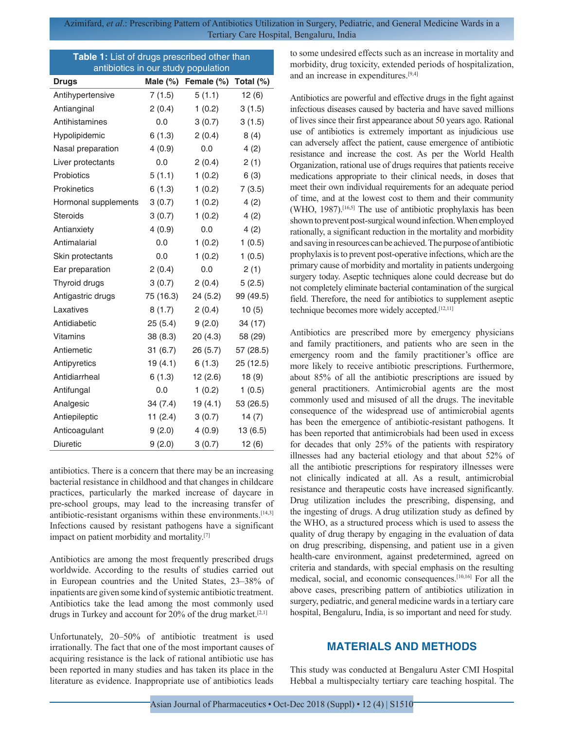**Table 1:** List of drugs prescribed other than antibiotics in our study population

| Drugs | Male (%) | Female (%) | Total (%) |
|---|---|---|---|
| Antihypertensive | 7 (1.5) | 5 (1.1) | 12 (6) |
| Antianginal | 2 (0.4) | 1 (0.2) | 3 (1.5) |
| Antihistamines | 0.0 | 3 (0.7) | 3 (1.5) |
| Hypolipidemic | 6 (1.3) | 2 (0.4) | 8 (4) |
| Nasal preparation | 4 (0.9) | 0.0 | 4 (2) |
| Liver protectants | 0.0 | 2 (0.4) | 2 (1) |
| Probiotics | 5 (1.1) | 1 (0.2) | 6 (3) |
| Prokinetics | 6 (1.3) | 1 (0.2) | 7 (3.5) |
| Hormonal supplements | 3 (0.7) | 1 (0.2) | 4 (2) |
| Steroids | 3 (0.7) | 1 (0.2) | 4 (2) |
| Antianxiety | 4 (0.9) | 0.0 | 4 (2) |
| Antimalarial | 0.0 | 1 (0.2) | 1 (0.5) |
| Skin protectants | 0.0 | 1 (0.2) | 1 (0.5) |
| Ear preparation | 2 (0.4) | 0.0 | 2 (1) |
| Thyroid drugs | 3 (0.7) | 2 (0.4) | 5 (2.5) |
| Antigastric drugs | 75 (16.3) | 24 (5.2) | 99 (49.5) |
| Laxatives | 8 (1.7) | 2 (0.4) | 10 (5) |
| Antidiabetic | 25 (5.4) | 9 (2.0) | 34 (17) |
| Vitamins | 38 (8.3) | 20 (4.3) | 58 (29) |
| Antiemetic | 31 (6.7) | 26 (5.7) | 57 (28.5) |
| Antipyretics | 19 (4.1) | 6 (1.3) | 25 (12.5) |
| Antidiarrheal | 6 (1.3) | 12 (2.6) | 18 (9) |
| Antifungal | 0.0 | 1 (0.2) | 1 (0.5) |
| Analgesic | 34 (7.4) | 19 (4.1) | 53 (26.5) |
| Antiepileptic | 11 (2.4) | 3 (0.7) | 14 (7) |
| Anticoagulant | 9 (2.0) | 4 (0.9) | 13 (6.5) |
| Diuretic | 9 (2.0) | 3 (0.7) | 12 (6) |

antibiotics. There is a concern that there may be an increasing bacterial resistance in childhood and that changes in childcare practices, particularly the marked increase of daycare in pre-school groups, may lead to the increasing transfer of antibiotic-resistant organisms within these environments.[14,3] Infections caused by resistant pathogens have a significant impact on patient morbidity and mortality.[7]

Antibiotics are among the most frequently prescribed drugs worldwide. According to the results of studies carried out in European countries and the United States, 23–38% of inpatients are given some kind of systemic antibiotic treatment. Antibiotics take the lead among the most commonly used drugs in Turkey and account for 20% of the drug market.[2,1]

Unfortunately, 20–50% of antibiotic treatment is used irrationally. The fact that one of the most important causes of acquiring resistance is the lack of rational antibiotic use has been reported in many studies and has taken its place in the literature as evidence. Inappropriate use of antibiotics leads to some undesired effects such as an increase in mortality and morbidity, drug toxicity, extended periods of hospitalization, and an increase in expenditures.[9,4]

Antibiotics are powerful and effective drugs in the fight against infectious diseases caused by bacteria and have saved millions of lives since their first appearance about 50 years ago. Rational use of antibiotics is extremely important as injudicious use can adversely affect the patient, cause emergence of antibiotic resistance and increase the cost. As per the World Health Organization, rational use of drugs requires that patients receive medications appropriate to their clinical needs, in doses that meet their own individual requirements for an adequate period of time, and at the lowest cost to them and their community (WHO, 1987).[16,5] The use of antibiotic prophylaxis has been shown to prevent post-surgical wound infection. When employed rationally, a significant reduction in the mortality and morbidity and saving in resources can be achieved. The purpose of antibiotic prophylaxis is to prevent post-operative infections, which are the primary cause of morbidity and mortality in patients undergoing surgery today. Aseptic techniques alone could decrease but do not completely eliminate bacterial contamination of the surgical field. Therefore, the need for antibiotics to supplement aseptic technique becomes more widely accepted.[12,11]

Antibiotics are prescribed more by emergency physicians and family practitioners, and patients who are seen in the emergency room and the family practitioner's office are more likely to receive antibiotic prescriptions. Furthermore, about 85% of all the antibiotic prescriptions are issued by general practitioners. Antimicrobial agents are the most commonly used and misused of all the drugs. The inevitable consequence of the widespread use of antimicrobial agents has been the emergence of antibiotic-resistant pathogens. It has been reported that antimicrobials had been used in excess for decades that only 25% of the patients with respiratory illnesses had any bacterial etiology and that about 52% of all the antibiotic prescriptions for respiratory illnesses were not clinically indicated at all. As a result, antimicrobial resistance and therapeutic costs have increased significantly. Drug utilization includes the prescribing, dispensing, and the ingesting of drugs. A drug utilization study as defined by the WHO, as a structured process which is used to assess the quality of drug therapy by engaging in the evaluation of data on drug prescribing, dispensing, and patient use in a given health-care environment, against predetermined, agreed on criteria and standards, with special emphasis on the resulting medical, social, and economic consequences.[10,16] For all the above cases, prescribing pattern of antibiotics utilization in surgery, pediatric, and general medicine wards in a tertiary care hospital, Bengaluru, India, is so important and need for study.

## MATERIALS AND METHODS

This study was conducted at Bengaluru Aster CMI Hospital Hebbal a multispecialty tertiary care teaching hospital. The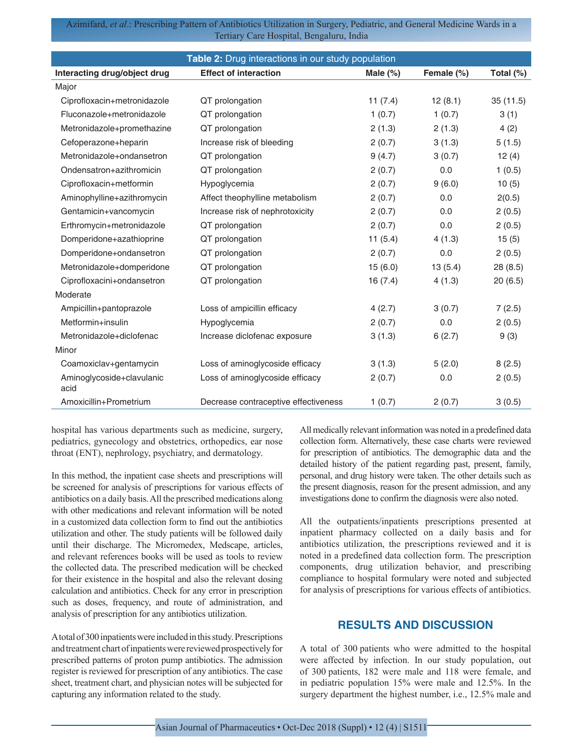**Table 2:** Drug interactions in our study population

| Interacting drug/object drug | Effect of interaction | Male (%) | Female (%) | Total (%) |
|---|---|---|---|---|
| Major | | | | |
| Ciprofloxacin+metronidazole | QT prolongation | 11 (7.4) | 12 (8.1) | 35 (11.5) |
| Fluconazole+metronidazole | QT prolongation | 1 (0.7) | 1 (0.7) | 3 (1) |
| Metronidazole+promethazine | QT prolongation | 2 (1.3) | 2 (1.3) | 4 (2) |
| Cefoperazone+heparin | Increase risk of bleeding | 2 (0.7) | 3 (1.3) | 5 (1.5) |
| Metronidazole+ondansetron | QT prolongation | 9 (4.7) | 3 (0.7) | 12 (4) |
| Ondensatron+azithromicin | QT prolongation | 2 (0.7) | 0.0 | 1 (0.5) |
| Ciprofloxacin+metformin | Hypoglycemia | 2 (0.7) | 9 (6.0) | 10 (5) |
| Aminophylline+azithromycin | Affect theophylline metabolism | 2 (0.7) | 0.0 | 2(0.5) |
| Gentamicin+vancomycin | Increase risk of nephrotoxicity | 2 (0.7) | 0.0 | 2 (0.5) |
| Erthromycin+metronidazole | QT prolongation | 2 (0.7) | 0.0 | 2 (0.5) |
| Domperidone+azathioprine | QT prolongation | 11 (5.4) | 4 (1.3) | 15 (5) |
| Domperidone+ondansetron | QT prolongation | 2 (0.7) | 0.0 | 2 (0.5) |
| Metronidazole+domperidone | QT prolongation | 15 (6.0) | 13 (5.4) | 28 (8.5) |
| Ciprofloxacini+ondansetron | QT prolongation | 16 (7.4) | 4 (1.3) | 20 (6.5) |
| Moderate | | | | |
| Ampicillin+pantoprazole | Loss of ampicillin efficacy | 4 (2.7) | 3 (0.7) | 7 (2.5) |
| Metformin+insulin | Hypoglycemia | 2 (0.7) | 0.0 | 2 (0.5) |
| Metronidazole+diclofenac | Increase diclofenac exposure | 3 (1.3) | 6 (2.7) | 9 (3) |
| Minor | | | | |
| Coamoxiclav+gentamycin | Loss of aminoglycoside efficacy | 3 (1.3) | 5 (2.0) | 8 (2.5) |
| Aminoglycoside+clavulanic acid | Loss of aminoglycoside efficacy | 2 (0.7) | 0.0 | 2 (0.5) |
| Amoxicillin+Prometrium | Decrease contraceptive effectiveness | 1 (0.7) | 2 (0.7) | 3 (0.5) |

hospital has various departments such as medicine, surgery, pediatrics, gynecology and obstetrics, orthopedics, ear nose throat (ENT), nephrology, psychiatry, and dermatology.

In this method, the inpatient case sheets and prescriptions will be screened for analysis of prescriptions for various effects of antibiotics on a daily basis. All the prescribed medications along with other medications and relevant information will be noted in a customized data collection form to find out the antibiotics utilization and other. The study patients will be followed daily until their discharge. The Micromedex, Medscape, articles, and relevant references books will be used as tools to review the collected data. The prescribed medication will be checked for their existence in the hospital and also the relevant dosing calculation and antibiotics. Check for any error in prescription such as doses, frequency, and route of administration, and analysis of prescription for any antibiotics utilization.

A total of 300 inpatients were included in this study. Prescriptions and treatment chart of inpatients were reviewed prospectively for prescribed patterns of proton pump antibiotics. The admission register is reviewed for prescription of any antibiotics. The case sheet, treatment chart, and physician notes will be subjected for capturing any information related to the study.

All medically relevant information was noted in a predefined data collection form. Alternatively, these case charts were reviewed for prescription of antibiotics. The demographic data and the detailed history of the patient regarding past, present, family, personal, and drug history were taken. The other details such as the present diagnosis, reason for the present admission, and any investigations done to confirm the diagnosis were also noted.

All the outpatients/inpatients prescriptions presented at inpatient pharmacy collected on a daily basis and for antibiotics utilization, the prescriptions reviewed and it is noted in a predefined data collection form. The prescription components, drug utilization behavior, and prescribing compliance to hospital formulary were noted and subjected for analysis of prescriptions for various effects of antibiotics.

## RESULTS AND DISCUSSION

A total of 300 patients who were admitted to the hospital were affected by infection. In our study population, out of 300 patients, 182 were male and 118 were female, and in pediatric population 15% were male and 12.5%. In the surgery department the highest number, i.e., 12.5% male and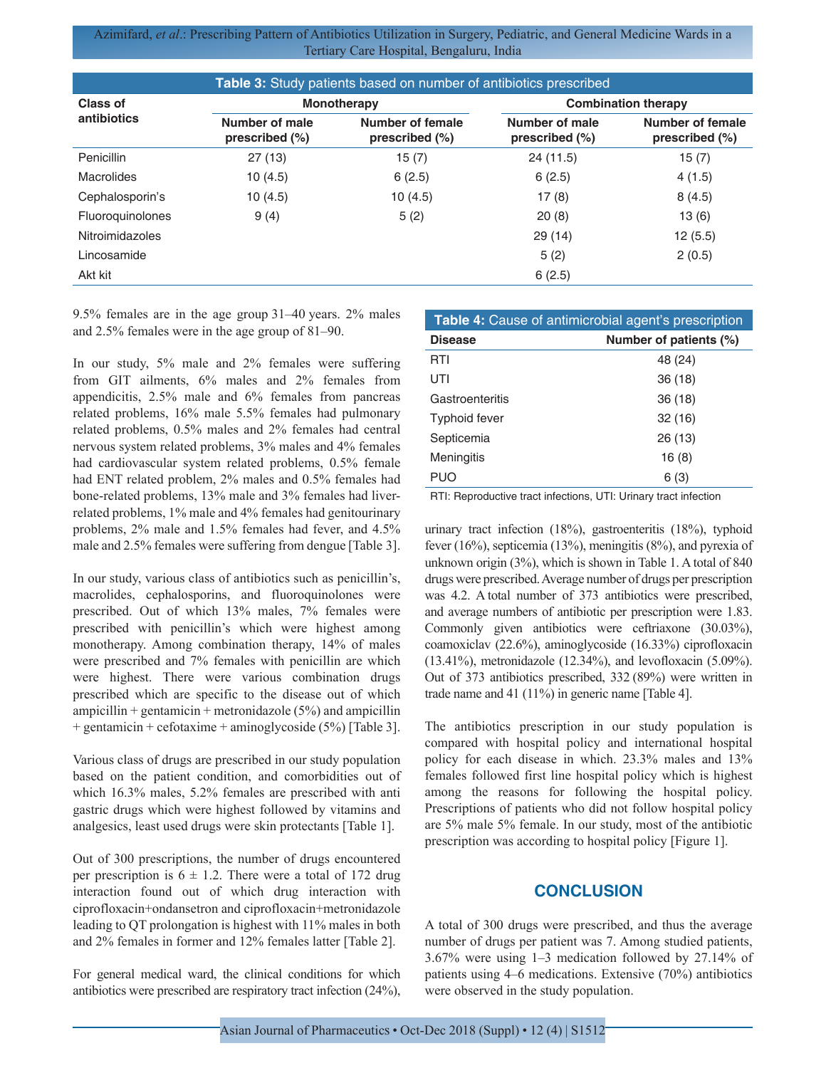**Table 3:** Study patients based on number of antibiotics prescribed

| Class of antibiotics | Monotherapy | | Combination therapy | |
|---|---|---|---|---|
| | Number of male prescribed (%) | Number of female prescribed (%) | Number of male prescribed (%) | Number of female prescribed (%) |
| Penicillin | 27 (13) | 15 (7) | 24 (11.5) | 15 (7) |
| Macrolides | 10 (4.5) | 6 (2.5) | 6 (2.5) | 4 (1.5) |
| Cephalosporin's | 10 (4.5) | 10 (4.5) | 17 (8) | 8 (4.5) |
| Fluoroquinolones | 9 (4) | 5 (2) | 20 (8) | 13 (6) |
| Nitroimidazoles | | | 29 (14) | 12 (5.5) |
| Lincosamide | | | 5 (2) | 2 (0.5) |
| Akt kit | | | 6 (2.5) | |

9.5% females are in the age group 31–40 years. 2% males and 2.5% females were in the age group of 81–90.

In our study, 5% male and 2% females were suffering from GIT ailments, 6% males and 2% females from appendicitis, 2.5% male and 6% females from pancreas related problems, 16% male 5.5% females had pulmonary related problems, 0.5% males and 2% females had central nervous system related problems, 3% males and 4% females had cardiovascular system related problems, 0.5% female had ENT related problem, 2% males and 0.5% females had bone-related problems, 13% male and 3% females had liver-related problems, 1% male and 4% females had genitourinary problems, 2% male and 1.5% females had fever, and 4.5% male and 2.5% females were suffering from dengue [Table 3].

In our study, various class of antibiotics such as penicillin's, macrolides, cephalosporins, and fluoroquinolones were prescribed. Out of which 13% males, 7% females were prescribed with penicillin's which were highest among monotherapy. Among combination therapy, 14% of males were prescribed and 7% females with penicillin are which were highest. There were various combination drugs prescribed which are specific to the disease out of which ampicillin + gentamicin + metronidazole (5%) and ampicillin + gentamicin + cefotaxime + aminoglycoside (5%) [Table 3].

Various class of drugs are prescribed in our study population based on the patient condition, and comorbidities out of which 16.3% males, 5.2% females are prescribed with anti gastric drugs which were highest followed by vitamins and analgesics, least used drugs were skin protectants [Table 1].

Out of 300 prescriptions, the number of drugs encountered per prescription is 6 ± 1.2. There were a total of 172 drug interaction found out of which drug interaction with ciprofloxacin+ondansetron and ciprofloxacin+metronidazole leading to QT prolongation is highest with 11% males in both and 2% females in former and 12% females latter [Table 2].

For general medical ward, the clinical conditions for which antibiotics were prescribed are respiratory tract infection (24%), urinary tract infection (18%), gastroenteritis (18%), typhoid fever (16%), septicemia (13%), meningitis (8%), and pyrexia of unknown origin (3%), which is shown in Table 1. A total of 840 drugs were prescribed. Average number of drugs per prescription was 4.2. A total number of 373 antibiotics were prescribed, and average numbers of antibiotic per prescription were 1.83. Commonly given antibiotics were ceftriaxone (30.03%), coamoxiclav (22.6%), aminoglycoside (16.33%) ciprofloxacin (13.41%), metronidazole (12.34%), and levofloxacin (5.09%). Out of 373 antibiotics prescribed, 332 (89%) were written in trade name and 41 (11%) in generic name [Table 4].

**Table 4:** Cause of antimicrobial agent's prescription

| Disease | Number of patients (%) |
|---|---|
| RTI | 48 (24) |
| UTI | 36 (18) |
| Gastroenteritis | 36 (18) |
| Typhoid fever | 32 (16) |
| Septicemia | 26 (13) |
| Meningitis | 16 (8) |
| PUO | 6 (3) |

RTI: Reproductive tract infections, UTI: Urinary tract infection

The antibiotics prescription in our study population is compared with hospital policy and international hospital policy for each disease in which. 23.3% males and 13% females followed first line hospital policy which is highest among the reasons for following the hospital policy. Prescriptions of patients who did not follow hospital policy are 5% male 5% female. In our study, most of the antibiotic prescription was according to hospital policy [Figure 1].

## CONCLUSION

A total of 300 drugs were prescribed, and thus the average number of drugs per patient was 7. Among studied patients, 3.67% were using 1–3 medication followed by 27.14% of patients using 4–6 medications. Extensive (70%) antibiotics were observed in the study population.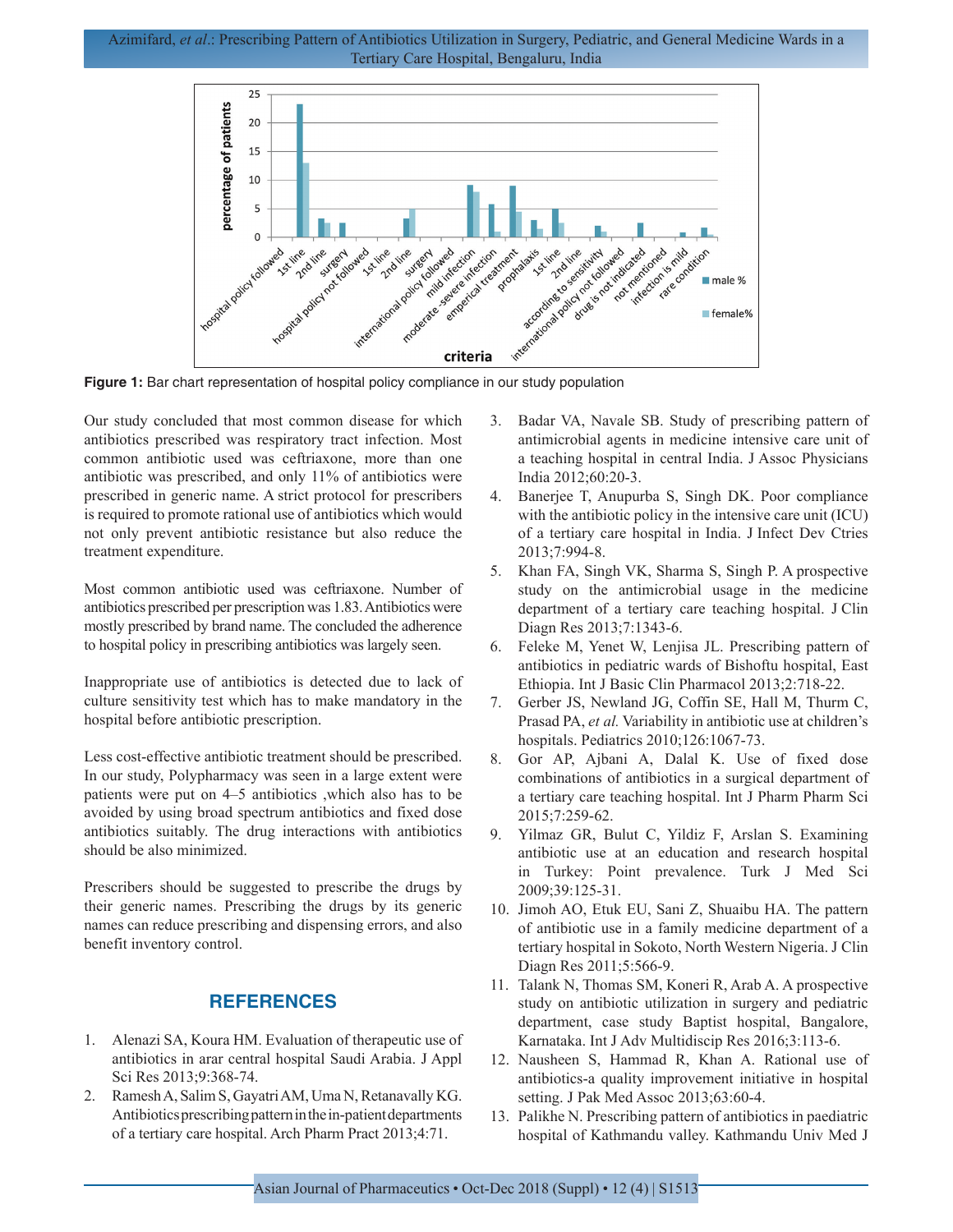Figure 1: Bar chart representation of hospital policy compliance in our study population

Our study concluded that most common disease for which antibiotics prescribed was respiratory tract infection. Most common antibiotic used was ceftriaxone, more than one antibiotic was prescribed, and only 11% of antibiotics were prescribed in generic name. A strict protocol for prescribers is required to promote rational use of antibiotics which would not only prevent antibiotic resistance but also reduce the treatment expenditure.

Most common antibiotic used was ceftriaxone. Number of antibiotics prescribed per prescription was 1.83. Antibiotics were mostly prescribed by brand name. The concluded the adherence to hospital policy in prescribing antibiotics was largely seen.

Inappropriate use of antibiotics is detected due to lack of culture sensitivity test which has to make mandatory in the hospital before antibiotic prescription.

Less cost-effective antibiotic treatment should be prescribed. In our study, Polypharmacy was seen in a large extent were patients were put on 4–5 antibiotics ,which also has to be avoided by using broad spectrum antibiotics and fixed dose antibiotics suitably. The drug interactions with antibiotics should be also minimized.

Prescribers should be suggested to prescribe the drugs by their generic names. Prescribing the drugs by its generic names can reduce prescribing and dispensing errors, and also benefit inventory control.

## REFERENCES

1. Alenazi SA, Koura HM. Evaluation of therapeutic use of antibiotics in arar central hospital Saudi Arabia. J Appl Sci Res 2013;9:368-74.
2. Ramesh A, Salim S, Gayatri AM, Uma N, Retanavally KG. Antibiotics prescribing pattern in the in-patient departments of a tertiary care hospital. Arch Pharm Pract 2013;4:71.
3. Badar VA, Navale SB. Study of prescribing pattern of antimicrobial agents in medicine intensive care unit of a teaching hospital in central India. J Assoc Physicians India 2012;60:20-3.
4. Banerjee T, Anupurba S, Singh DK. Poor compliance with the antibiotic policy in the intensive care unit (ICU) of a tertiary care hospital in India. J Infect Dev Ctries 2013;7:994-8.
5. Khan FA, Singh VK, Sharma S, Singh P. A prospective study on the antimicrobial usage in the medicine department of a tertiary care teaching hospital. J Clin Diagn Res 2013;7:1343-6.
6. Feleke M, Yenet W, Lenjisa JL. Prescribing pattern of antibiotics in pediatric wards of Bishoftu hospital, East Ethiopia. Int J Basic Clin Pharmacol 2013;2:718-22.
7. Gerber JS, Newland JG, Coffin SE, Hall M, Thurm C, Prasad PA, *et al.* Variability in antibiotic use at children's hospitals. Pediatrics 2010;126:1067-73.
8. Gor AP, Ajbani A, Dalal K. Use of fixed dose combinations of antibiotics in a surgical department of a tertiary care teaching hospital. Int J Pharm Pharm Sci 2015;7:259-62.
9. Yilmaz GR, Bulut C, Yildiz F, Arslan S. Examining antibiotic use at an education and research hospital in Turkey: Point prevalence. Turk J Med Sci 2009;39:125-31.
10. Jimoh AO, Etuk EU, Sani Z, Shuaibu HA. The pattern of antibiotic use in a family medicine department of a tertiary hospital in Sokoto, North Western Nigeria. J Clin Diagn Res 2011;5:566-9.
11. Talank N, Thomas SM, Koneri R, Arab A. A prospective study on antibiotic utilization in surgery and pediatric department, case study Baptist hospital, Bangalore, Karnataka. Int J Adv Multidiscip Res 2016;3:113-6.
12. Nausheen S, Hammad R, Khan A. Rational use of antibiotics-a quality improvement initiative in hospital setting. J Pak Med Assoc 2013;63:60-4.
13. Palikhe N. Prescribing pattern of antibiotics in paediatric hospital of Kathmandu valley. Kathmandu Univ Med J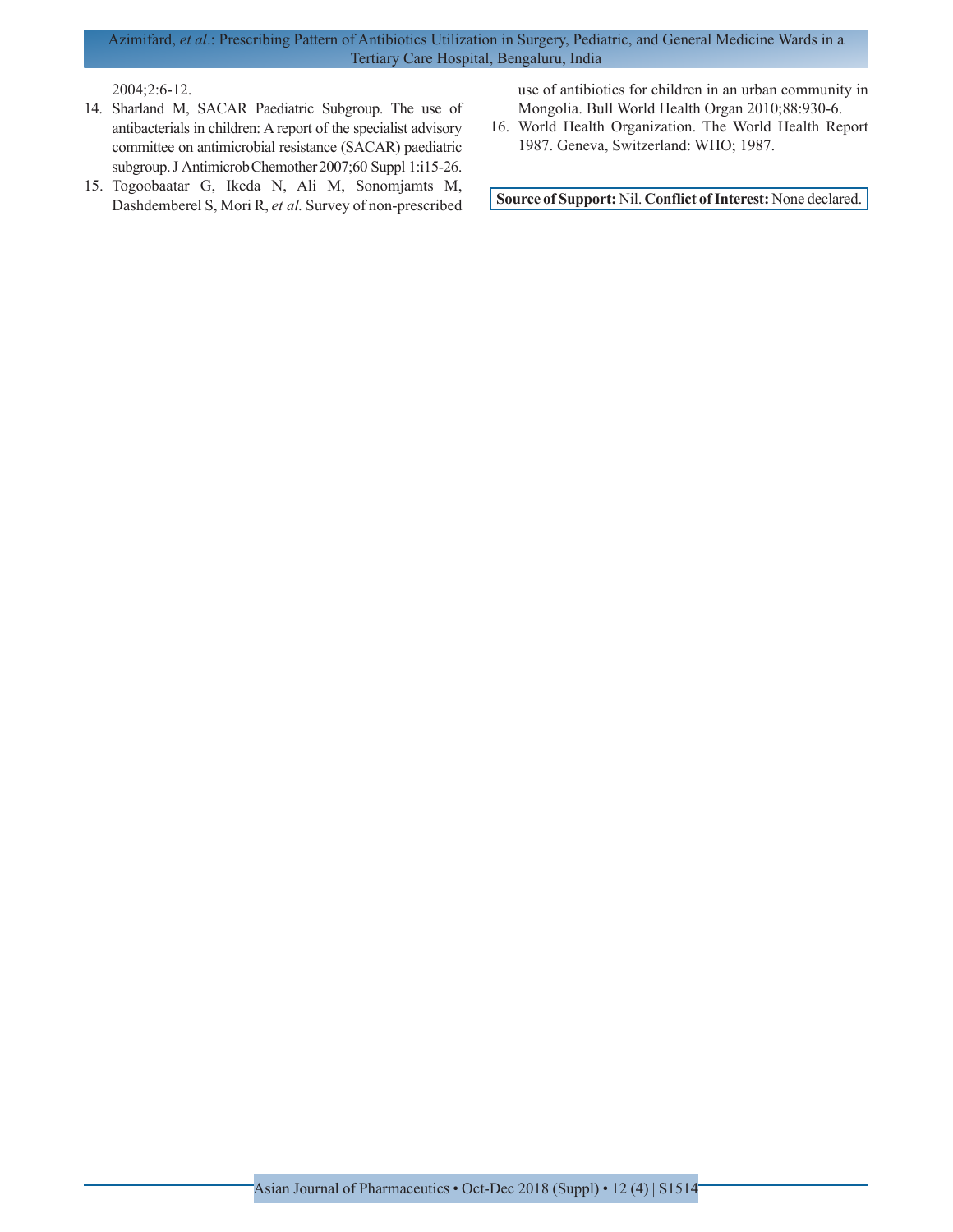2004;2:6-12.

14. Sharland M, SACAR Paediatric Subgroup. The use of antibacterials in children: A report of the specialist advisory committee on antimicrobial resistance (SACAR) paediatric subgroup. J Antimicrob Chemother 2007;60 Suppl 1:i15-26.
15. Togoobaatar G, Ikeda N, Ali M, Sonomjamts M, Dashdemberel S, Mori R, *et al.* Survey of non-prescribed use of antibiotics for children in an urban community in Mongolia. Bull World Health Organ 2010;88:930-6.
16. World Health Organization. The World Health Report 1987. Geneva, Switzerland: WHO; 1987.

**Source of Support:** Nil. **Conflict of Interest:** None declared.